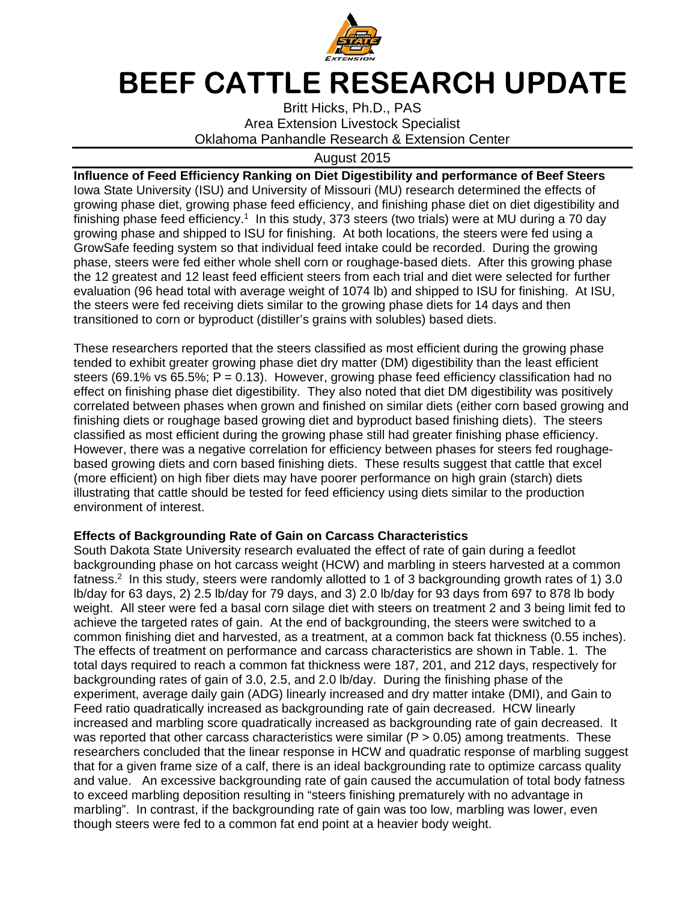# BEEF CATTLE RESEARCH UPDATE

Britt Hicks, Ph.D., PAS
Area Extension Livestock Specialist
Oklahoma Panhandle Research & Extension Center

August 2015

**Influence of Feed Efficiency Ranking on Diet Digestibility and performance of Beef Steers**
Iowa State University (ISU) and University of Missouri (MU) research determined the effects of growing phase diet, growing phase feed efficiency, and finishing phase diet on diet digestibility and finishing phase feed efficiency.[1] In this study, 373 steers (two trials) were at MU during a 70 day growing phase and shipped to ISU for finishing. At both locations, the steers were fed using a GrowSafe feeding system so that individual feed intake could be recorded. During the growing phase, steers were fed either whole shell corn or roughage-based diets. After this growing phase the 12 greatest and 12 least feed efficient steers from each trial and diet were selected for further evaluation (96 head total with average weight of 1074 lb) and shipped to ISU for finishing. At ISU, the steers were fed receiving diets similar to the growing phase diets for 14 days and then transitioned to corn or byproduct (distiller's grains with solubles) based diets.

These researchers reported that the steers classified as most efficient during the growing phase tended to exhibit greater growing phase diet dry matter (DM) digestibility than the least efficient steers (69.1% vs 65.5%; $P = 0.13$). However, growing phase feed efficiency classification had no effect on finishing phase diet digestibility. They also noted that diet DM digestibility was positively correlated between phases when grown and finished on similar diets (either corn based growing and finishing diets or roughage based growing diet and byproduct based finishing diets). The steers classified as most efficient during the growing phase still had greater finishing phase efficiency. However, there was a negative correlation for efficiency between phases for steers fed roughage-based growing diets and corn based finishing diets. These results suggest that cattle that excel (more efficient) on high fiber diets may have poorer performance on high grain (starch) diets illustrating that cattle should be tested for feed efficiency using diets similar to the production environment of interest.

**Effects of Backgrounding Rate of Gain on Carcass Characteristics**
South Dakota State University research evaluated the effect of rate of gain during a feedlot backgrounding phase on hot carcass weight (HCW) and marbling in steers harvested at a common fatness.[2] In this study, steers were randomly allotted to 1 of 3 backgrounding growth rates of 1) 3.0 lb/day for 63 days, 2) 2.5 lb/day for 79 days, and 3) 2.0 lb/day for 93 days from 697 to 878 lb body weight. All steer were fed a basal corn silage diet with steers on treatment 2 and 3 being limit fed to achieve the targeted rates of gain. At the end of backgrounding, the steers were switched to a common finishing diet and harvested, as a treatment, at a common back fat thickness (0.55 inches). The effects of treatment on performance and carcass characteristics are shown in Table. 1. The total days required to reach a common fat thickness were 187, 201, and 212 days, respectively for backgrounding rates of gain of 3.0, 2.5, and 2.0 lb/day. During the finishing phase of the experiment, average daily gain (ADG) linearly increased and dry matter intake (DMI), and Gain to Feed ratio quadratically increased as backgrounding rate of gain decreased. HCW linearly increased and marbling score quadratically increased as backgrounding rate of gain decreased. It was reported that other carcass characteristics were similar ($P > 0.05$) among treatments. These researchers concluded that the linear response in HCW and quadratic response of marbling suggest that for a given frame size of a calf, there is an ideal backgrounding rate to optimize carcass quality and value. An excessive backgrounding rate of gain caused the accumulation of total body fatness to exceed marbling deposition resulting in "steers finishing prematurely with no advantage in marbling". In contrast, if the backgrounding rate of gain was too low, marbling was lower, even though steers were fed to a common fat end point at a heavier body weight.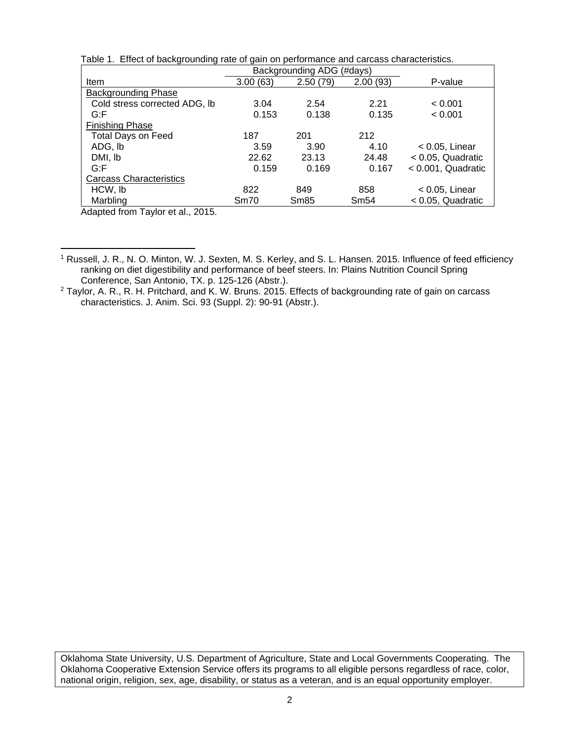Table 1. Effect of backgrounding rate of gain on performance and carcass characteristics.

| | Backgrounding ADG (#days) | | | |
|---|---|---|---|---|
| Item | 3.00 (63) | 2.50 (79) | 2.00 (93) | P-value |
| <u>Backgrounding Phase</u> | | | | |
| Cold stress corrected ADG, lb | 3.04 | 2.54 | 2.21 | < 0.001 |
| G:F | 0.153 | 0.138 | 0.135 | < 0.001 |
| <u>Finishing Phase</u> | | | | |
| Total Days on Feed | 187 | 201 | 212 | |
| ADG, lb | 3.59 | 3.90 | 4.10 | < 0.05, Linear |
| DMI, lb | 22.62 | 23.13 | 24.48 | < 0.05, Quadratic |
| G:F | 0.159 | 0.169 | 0.167 | < 0.001, Quadratic |
| <u>Carcass Characteristics</u> | | | | |
| HCW, lb | 822 | 849 | 858 | < 0.05, Linear |
| Marbling | Sm70 | Sm85 | Sm54 | < 0.05, Quadratic |

Adapted from Taylor et al., 2015.

---

[1] Russell, J. R., N. O. Minton, W. J. Sexten, M. S. Kerley, and S. L. Hansen. 2015. Influence of feed efficiency ranking on diet digestibility and performance of beef steers. In: Plains Nutrition Council Spring Conference, San Antonio, TX. p. 125-126 (Abstr.).

[2] Taylor, A. R., R. H. Pritchard, and K. W. Bruns. 2015. Effects of backgrounding rate of gain on carcass characteristics. J. Anim. Sci. 93 (Suppl. 2): 90-91 (Abstr.).

Oklahoma State University, U.S. Department of Agriculture, State and Local Governments Cooperating. The Oklahoma Cooperative Extension Service offers its programs to all eligible persons regardless of race, color, national origin, religion, sex, age, disability, or status as a veteran, and is an equal opportunity employer.